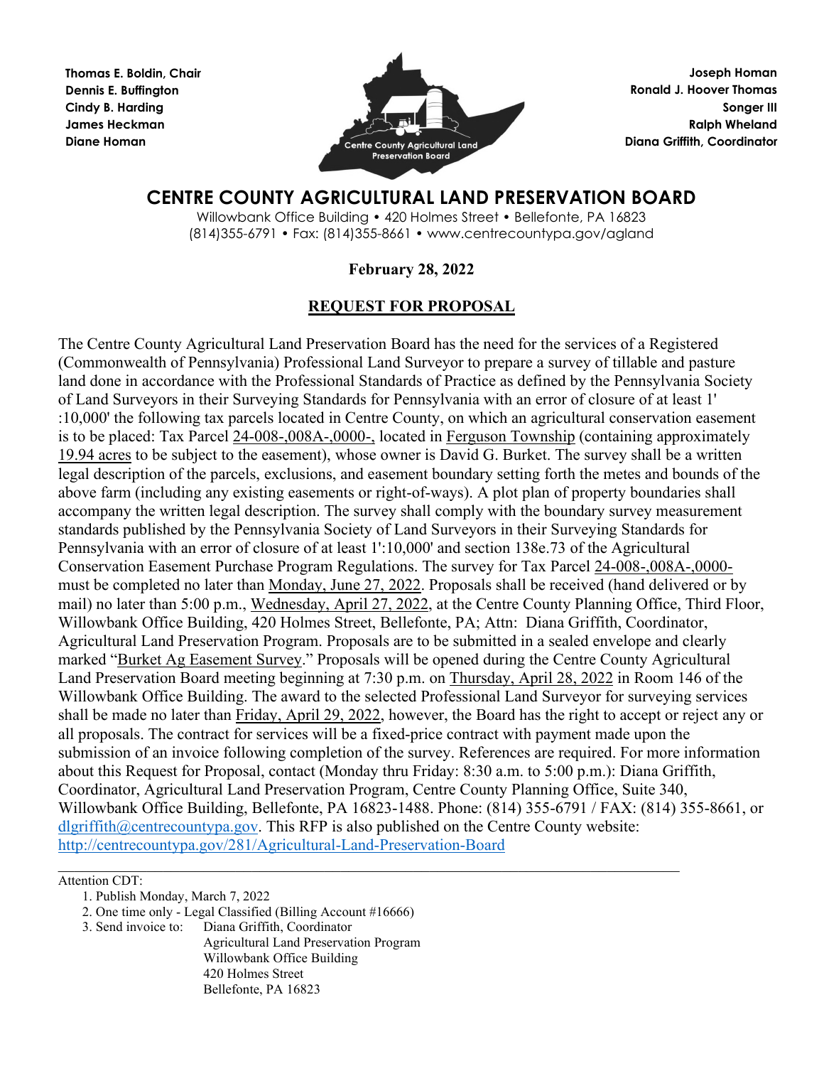**Thomas E. Boldin, Chair**
**Dennis E. Buffington**
**Cindy B. Harding**
**James Heckman**
**Diane Homan**

**Joseph Homan**
**Ronald J. Hoover Thomas**
**Songer III**
**Ralph Wheland**
**Diana Griffith, Coordinator**

Centre County Agricultural Land Preservation Board

# CENTRE COUNTY AGRICULTURAL LAND PRESERVATION BOARD

Willowbank Office Building • 420 Holmes Street • Bellefonte, PA 16823
(814)355-6791 • Fax: (814)355-8661 • www.centrecountypa.gov/agland

**February 28, 2022**

## REQUEST FOR PROPOSAL

The Centre County Agricultural Land Preservation Board has the need for the services of a Registered (Commonwealth of Pennsylvania) Professional Land Surveyor to prepare a survey of tillable and pasture land done in accordance with the Professional Standards of Practice as defined by the Pennsylvania Society of Land Surveyors in their Surveying Standards for Pennsylvania with an error of closure of at least 1' :10,000' the following tax parcels located in Centre County, on which an agricultural conservation easement is to be placed: Tax Parcel 24-008-,008A-,0000-, located in Ferguson Township (containing approximately 19.94 acres to be subject to the easement), whose owner is David G. Burket. The survey shall be a written legal description of the parcels, exclusions, and easement boundary setting forth the metes and bounds of the above farm (including any existing easements or right-of-ways). A plot plan of property boundaries shall accompany the written legal description. The survey shall comply with the boundary survey measurement standards published by the Pennsylvania Society of Land Surveyors in their Surveying Standards for Pennsylvania with an error of closure of at least 1':10,000' and section 138e.73 of the Agricultural Conservation Easement Purchase Program Regulations. The survey for Tax Parcel 24-008-,008A-,0000- must be completed no later than Monday, June 27, 2022. Proposals shall be received (hand delivered or by mail) no later than 5:00 p.m., Wednesday, April 27, 2022, at the Centre County Planning Office, Third Floor, Willowbank Office Building, 420 Holmes Street, Bellefonte, PA; Attn: Diana Griffith, Coordinator, Agricultural Land Preservation Program. Proposals are to be submitted in a sealed envelope and clearly marked "Burket Ag Easement Survey." Proposals will be opened during the Centre County Agricultural Land Preservation Board meeting beginning at 7:30 p.m. on Thursday, April 28, 2022 in Room 146 of the Willowbank Office Building. The award to the selected Professional Land Surveyor for surveying services shall be made no later than Friday, April 29, 2022, however, the Board has the right to accept or reject any or all proposals. The contract for services will be a fixed-price contract with payment made upon the submission of an invoice following completion of the survey. References are required. For more information about this Request for Proposal, contact (Monday thru Friday: 8:30 a.m. to 5:00 p.m.): Diana Griffith, Coordinator, Agricultural Land Preservation Program, Centre County Planning Office, Suite 340, Willowbank Office Building, Bellefonte, PA 16823-1488. Phone: (814) 355-6791 / FAX: (814) 355-8661, or dlgriffith@centrecountypa.gov. This RFP is also published on the Centre County website: http://centrecountypa.gov/281/Agricultural-Land-Preservation-Board

---

Attention CDT:

1. Publish Monday, March 7, 2022
2. One time only - Legal Classified (Billing Account #16666)
3. Send invoice to: Diana Griffith, Coordinator
   Agricultural Land Preservation Program
   Willowbank Office Building
   420 Holmes Street
   Bellefonte, PA 16823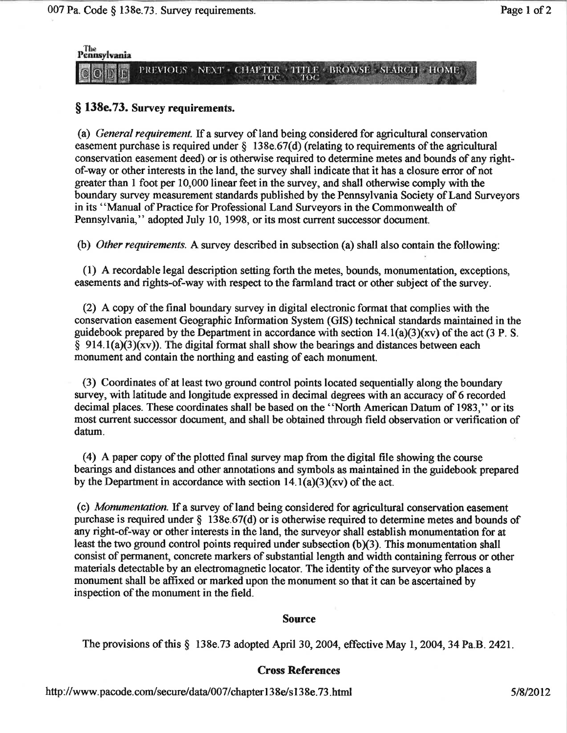## § 138e.73. Survey requirements.

(a) *General requirement.* If a survey of land being considered for agricultural conservation easement purchase is required under § 138e.67(d) (relating to requirements of the agricultural conservation easement deed) or is otherwise required to determine metes and bounds of any right-of-way or other interests in the land, the survey shall indicate that it has a closure error of not greater than 1 foot per 10,000 linear feet in the survey, and shall otherwise comply with the boundary survey measurement standards published by the Pennsylvania Society of Land Surveyors in its ''Manual of Practice for Professional Land Surveyors in the Commonwealth of Pennsylvania,'' adopted July 10, 1998, or its most current successor document.

(b) *Other requirements.* A survey described in subsection (a) shall also contain the following:

(1) A recordable legal description setting forth the metes, bounds, monumentation, exceptions, easements and rights-of-way with respect to the farmland tract or other subject of the survey.

(2) A copy of the final boundary survey in digital electronic format that complies with the conservation easement Geographic Information System (GIS) technical standards maintained in the guidebook prepared by the Department in accordance with section 14.1(a)(3)(xv) of the act (3 P. S. § 914.1(a)(3)(xv)). The digital format shall show the bearings and distances between each monument and contain the northing and easting of each monument.

(3) Coordinates of at least two ground control points located sequentially along the boundary survey, with latitude and longitude expressed in decimal degrees with an accuracy of 6 recorded decimal places. These coordinates shall be based on the ''North American Datum of 1983,'' or its most current successor document, and shall be obtained through field observation or verification of datum.

(4) A paper copy of the plotted final survey map from the digital file showing the course bearings and distances and other annotations and symbols as maintained in the guidebook prepared by the Department in accordance with section 14.1(a)(3)(xv) of the act.

(c) *Monumentation.* If a survey of land being considered for agricultural conservation easement purchase is required under § 138e.67(d) or is otherwise required to determine metes and bounds of any right-of-way or other interests in the land, the surveyor shall establish monumentation for at least the two ground control points required under subsection (b)(3). This monumentation shall consist of permanent, concrete markers of substantial length and width containing ferrous or other materials detectable by an electromagnetic locator. The identity of the surveyor who places a monument shall be affixed or marked upon the monument so that it can be ascertained by inspection of the monument in the field.

### Source

The provisions of this § 138e.73 adopted April 30, 2004, effective May 1, 2004, 34 Pa.B. 2421.

### Cross References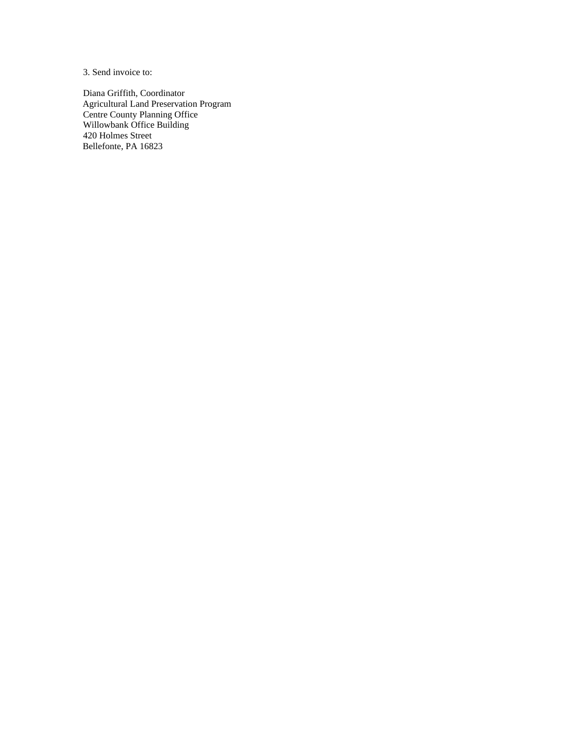3. Send invoice to:

Diana Griffith, Coordinator
Agricultural Land Preservation Program
Centre County Planning Office
Willowbank Office Building
420 Holmes Street
Bellefonte, PA 16823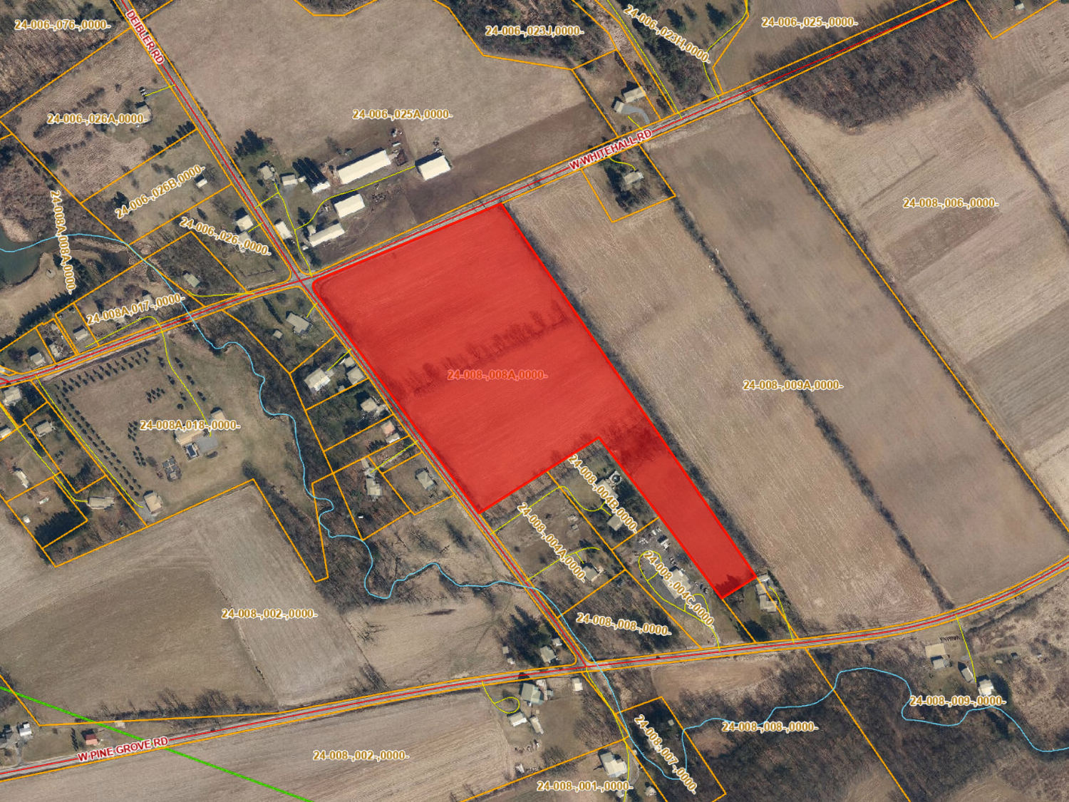24-006-,076-,0000-

DEIBLER RD

24-006-,023J,0000-

24-006-,023H,0000-

24-006-,025-,0000-

24-006-,026A,0000-

24-006-,025A,0000-

W WHITEHALL RD

24-006-,026B,0000-

24-008A,008A,0000-

24-006-,026-,0000-

24-008-,006-,0000-

24-008A,017-,0000-

24-008-,008A,0000-

24-008-,009A,0000-

24-008A,018-,0000-

24-008-,004B,0000-

24-008-,004A,0000-

24-008-,004C,0000-

24-008-,002-,0000-

24-008-,008-,0000-

24-008-,009-,0000-

24-008-,008-,0000-

W PINE GROVE RD

24-008-,007-,0000-

24-008-,002-,0000-

24-008-,001-,0000-